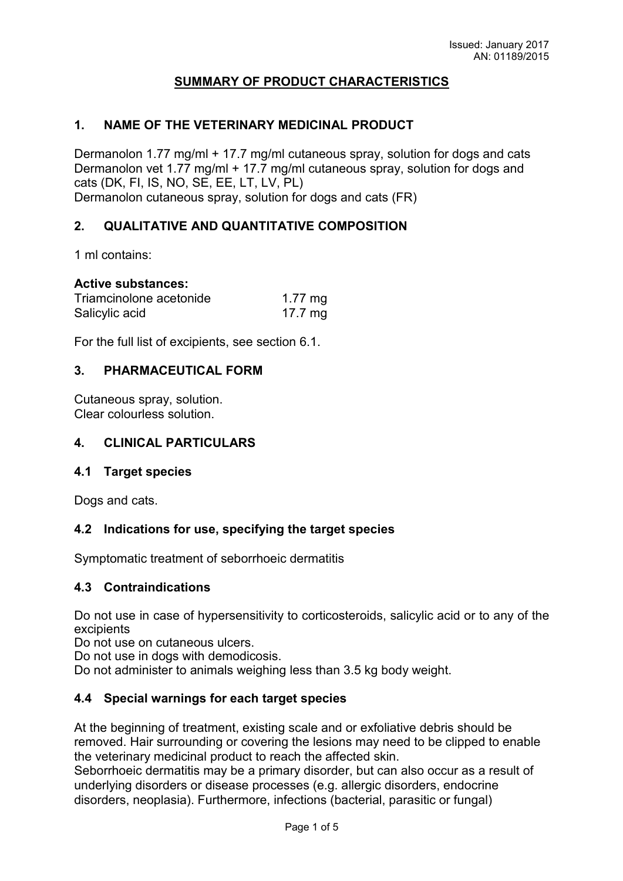Issued: January 2017
AN: 01189/2015

# SUMMARY OF PRODUCT CHARACTERISTICS

## 1. NAME OF THE VETERINARY MEDICINAL PRODUCT

Dermanolon 1.77 mg/ml + 17.7 mg/ml cutaneous spray, solution for dogs and cats
Dermanolon vet 1.77 mg/ml + 17.7 mg/ml cutaneous spray, solution for dogs and cats (DK, FI, IS, NO, SE, EE, LT, LV, PL)
Dermanolon cutaneous spray, solution for dogs and cats (FR)

## 2. QUALITATIVE AND QUANTITATIVE COMPOSITION

1 ml contains:

**Active substances:**

| | |
|---|---|
| Triamcinolone acetonide | 1.77 mg |
| Salicylic acid | 17.7 mg |

For the full list of excipients, see section 6.1.

## 3. PHARMACEUTICAL FORM

Cutaneous spray, solution.
Clear colourless solution.

## 4. CLINICAL PARTICULARS

### 4.1 Target species

Dogs and cats.

### 4.2 Indications for use, specifying the target species

Symptomatic treatment of seborrhoeic dermatitis

### 4.3 Contraindications

Do not use in case of hypersensitivity to corticosteroids, salicylic acid or to any of the excipients
Do not use on cutaneous ulcers.
Do not use in dogs with demodicosis.
Do not administer to animals weighing less than 3.5 kg body weight.

### 4.4 Special warnings for each target species

At the beginning of treatment, existing scale and or exfoliative debris should be removed. Hair surrounding or covering the lesions may need to be clipped to enable the veterinary medicinal product to reach the affected skin.
Seborrhoeic dermatitis may be a primary disorder, but can also occur as a result of underlying disorders or disease processes (e.g. allergic disorders, endocrine disorders, neoplasia). Furthermore, infections (bacterial, parasitic or fungal)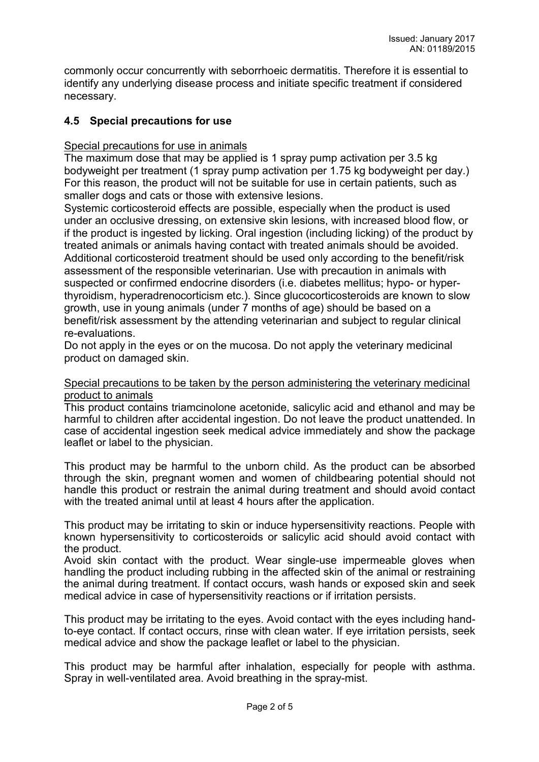commonly occur concurrently with seborrhoeic dermatitis. Therefore it is essential to identify any underlying disease process and initiate specific treatment if considered necessary.

## 4.5 Special precautions for use

Special precautions for use in animals

The maximum dose that may be applied is 1 spray pump activation per 3.5 kg bodyweight per treatment (1 spray pump activation per 1.75 kg bodyweight per day.) For this reason, the product will not be suitable for use in certain patients, such as smaller dogs and cats or those with extensive lesions.

Systemic corticosteroid effects are possible, especially when the product is used under an occlusive dressing, on extensive skin lesions, with increased blood flow, or if the product is ingested by licking. Oral ingestion (including licking) of the product by treated animals or animals having contact with treated animals should be avoided. Additional corticosteroid treatment should be used only according to the benefit/risk assessment of the responsible veterinarian. Use with precaution in animals with suspected or confirmed endocrine disorders (i.e. diabetes mellitus; hypo- or hyper-thyroidism, hyperadrenocorticism etc.). Since glucocorticosteroids are known to slow growth, use in young animals (under 7 months of age) should be based on a benefit/risk assessment by the attending veterinarian and subject to regular clinical re-evaluations.

Do not apply in the eyes or on the mucosa. Do not apply the veterinary medicinal product on damaged skin.

Special precautions to be taken by the person administering the veterinary medicinal product to animals

This product contains triamcinolone acetonide, salicylic acid and ethanol and may be harmful to children after accidental ingestion. Do not leave the product unattended. In case of accidental ingestion seek medical advice immediately and show the package leaflet or label to the physician.

This product may be harmful to the unborn child. As the product can be absorbed through the skin, pregnant women and women of childbearing potential should not handle this product or restrain the animal during treatment and should avoid contact with the treated animal until at least 4 hours after the application.

This product may be irritating to skin or induce hypersensitivity reactions. People with known hypersensitivity to corticosteroids or salicylic acid should avoid contact with the product.

Avoid skin contact with the product. Wear single-use impermeable gloves when handling the product including rubbing in the affected skin of the animal or restraining the animal during treatment. If contact occurs, wash hands or exposed skin and seek medical advice in case of hypersensitivity reactions or if irritation persists.

This product may be irritating to the eyes. Avoid contact with the eyes including hand-to-eye contact. If contact occurs, rinse with clean water. If eye irritation persists, seek medical advice and show the package leaflet or label to the physician.

This product may be harmful after inhalation, especially for people with asthma. Spray in well-ventilated area. Avoid breathing in the spray-mist.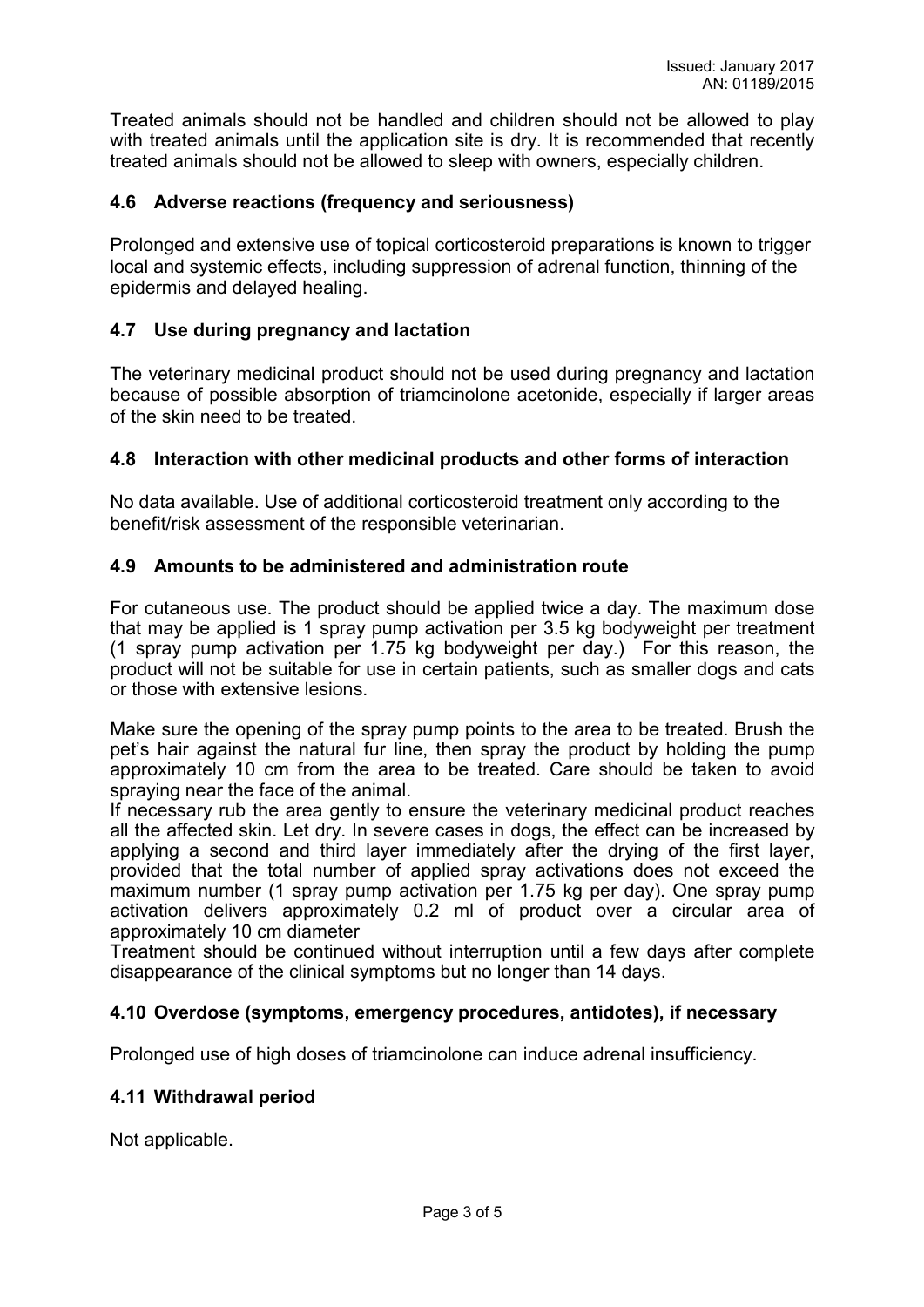Treated animals should not be handled and children should not be allowed to play with treated animals until the application site is dry. It is recommended that recently treated animals should not be allowed to sleep with owners, especially children.

### 4.6 Adverse reactions (frequency and seriousness)

Prolonged and extensive use of topical corticosteroid preparations is known to trigger local and systemic effects, including suppression of adrenal function, thinning of the epidermis and delayed healing.

### 4.7 Use during pregnancy and lactation

The veterinary medicinal product should not be used during pregnancy and lactation because of possible absorption of triamcinolone acetonide, especially if larger areas of the skin need to be treated.

### 4.8 Interaction with other medicinal products and other forms of interaction

No data available. Use of additional corticosteroid treatment only according to the benefit/risk assessment of the responsible veterinarian.

### 4.9 Amounts to be administered and administration route

For cutaneous use. The product should be applied twice a day. The maximum dose that may be applied is 1 spray pump activation per 3.5 kg bodyweight per treatment (1 spray pump activation per 1.75 kg bodyweight per day.) For this reason, the product will not be suitable for use in certain patients, such as smaller dogs and cats or those with extensive lesions.

Make sure the opening of the spray pump points to the area to be treated. Brush the pet's hair against the natural fur line, then spray the product by holding the pump approximately 10 cm from the area to be treated. Care should be taken to avoid spraying near the face of the animal.
If necessary rub the area gently to ensure the veterinary medicinal product reaches all the affected skin. Let dry. In severe cases in dogs, the effect can be increased by applying a second and third layer immediately after the drying of the first layer, provided that the total number of applied spray activations does not exceed the maximum number (1 spray pump activation per 1.75 kg per day). One spray pump activation delivers approximately 0.2 ml of product over a circular area of approximately 10 cm diameter
Treatment should be continued without interruption until a few days after complete disappearance of the clinical symptoms but no longer than 14 days.

### 4.10 Overdose (symptoms, emergency procedures, antidotes), if necessary

Prolonged use of high doses of triamcinolone can induce adrenal insufficiency.

### 4.11 Withdrawal period

Not applicable.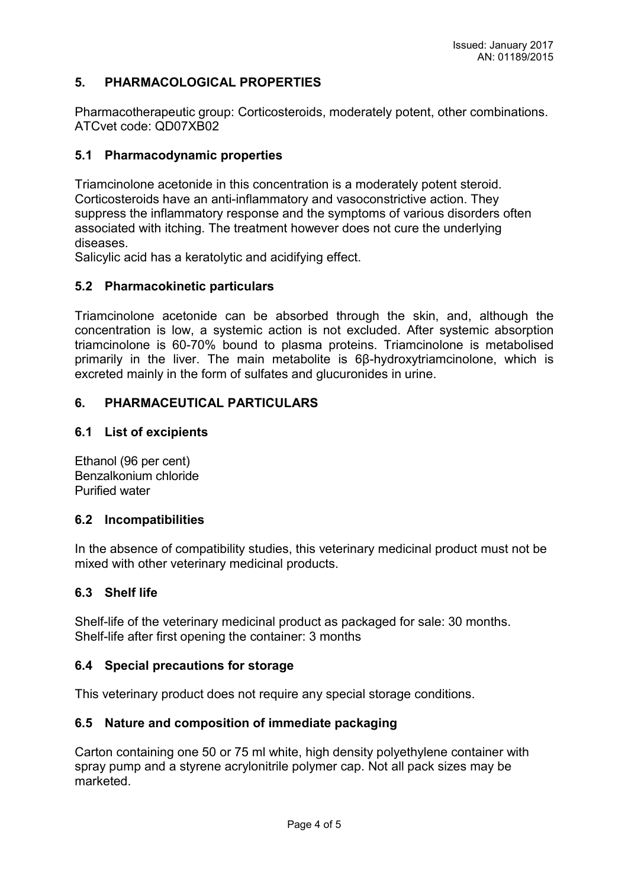## 5. PHARMACOLOGICAL PROPERTIES

Pharmacotherapeutic group: Corticosteroids, moderately potent, other combinations.
ATCvet code: QD07XB02

### 5.1 Pharmacodynamic properties

Triamcinolone acetonide in this concentration is a moderately potent steroid. Corticosteroids have an anti-inflammatory and vasoconstrictive action. They suppress the inflammatory response and the symptoms of various disorders often associated with itching. The treatment however does not cure the underlying diseases.
Salicylic acid has a keratolytic and acidifying effect.

### 5.2 Pharmacokinetic particulars

Triamcinolone acetonide can be absorbed through the skin, and, although the concentration is low, a systemic action is not excluded. After systemic absorption triamcinolone is 60-70% bound to plasma proteins. Triamcinolone is metabolised primarily in the liver. The main metabolite is 6β-hydroxytriamcinolone, which is excreted mainly in the form of sulfates and glucuronides in urine.

## 6. PHARMACEUTICAL PARTICULARS

### 6.1 List of excipients

Ethanol (96 per cent)
Benzalkonium chloride
Purified water

### 6.2 Incompatibilities

In the absence of compatibility studies, this veterinary medicinal product must not be mixed with other veterinary medicinal products.

### 6.3 Shelf life

Shelf-life of the veterinary medicinal product as packaged for sale: 30 months.
Shelf-life after first opening the container: 3 months

### 6.4 Special precautions for storage

This veterinary product does not require any special storage conditions.

### 6.5 Nature and composition of immediate packaging

Carton containing one 50 or 75 ml white, high density polyethylene container with spray pump and a styrene acrylonitrile polymer cap. Not all pack sizes may be marketed.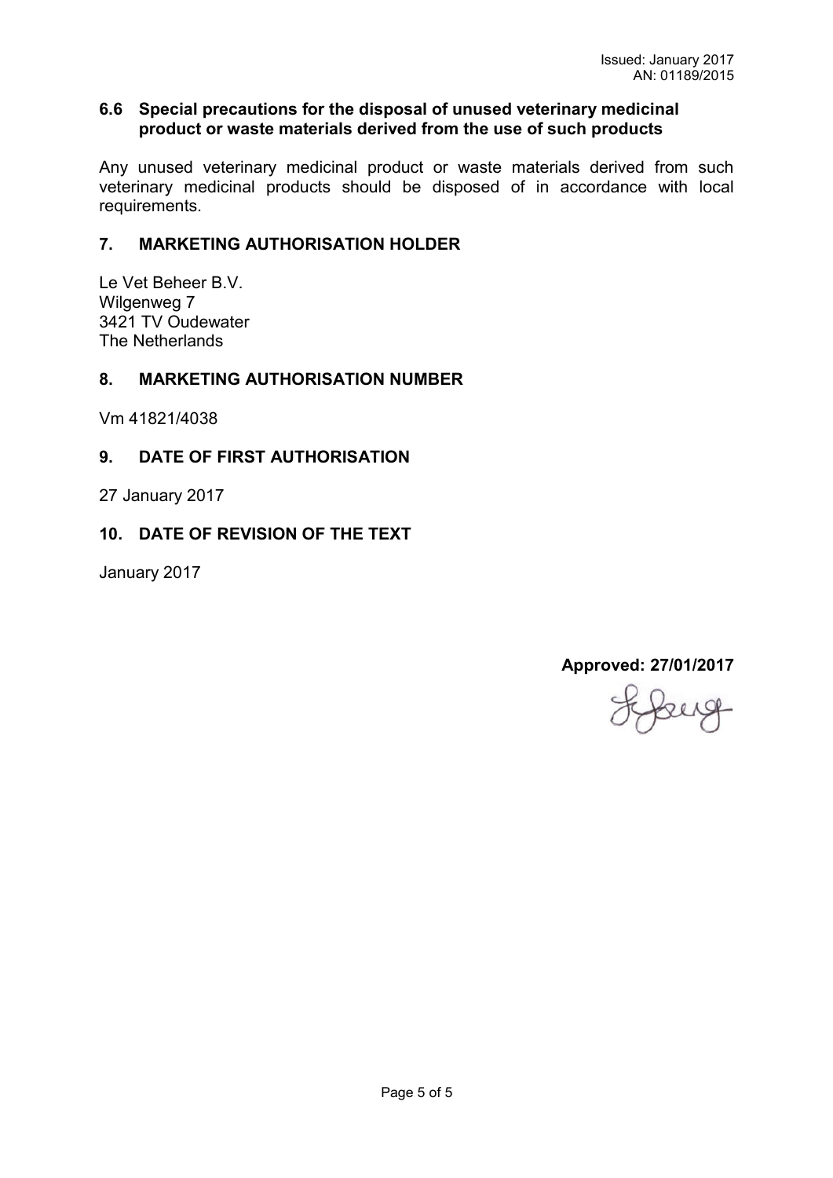### 6.6 Special precautions for the disposal of unused veterinary medicinal product or waste materials derived from the use of such products

Any unused veterinary medicinal product or waste materials derived from such veterinary medicinal products should be disposed of in accordance with local requirements.

## 7. MARKETING AUTHORISATION HOLDER

Le Vet Beheer B.V.
Wilgenweg 7
3421 TV Oudewater
The Netherlands

## 8. MARKETING AUTHORISATION NUMBER

Vm 41821/4038

## 9. DATE OF FIRST AUTHORISATION

27 January 2017

## 10. DATE OF REVISION OF THE TEXT

January 2017

**Approved: 27/01/2017**